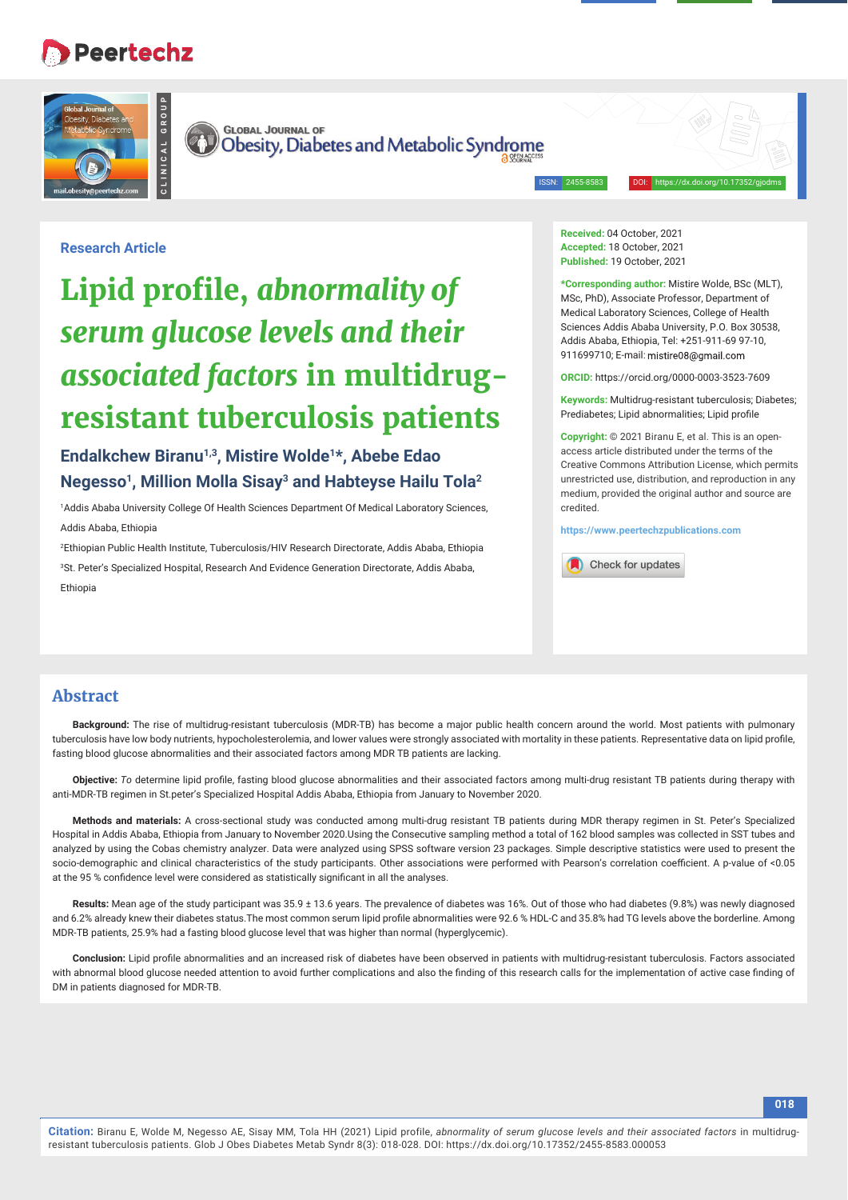Research Article

# Lipid profile, *abnormality of serum glucose levels and their associated factors* in multidrug-resistant tuberculosis patients

**Endalkchew Biranu[1,3], Mistire Wolde[1]*, Abebe Edao Negesso[1], Million Molla Sisay[3] and Habteyse Hailu Tola[2]**

[1]Addis Ababa University College Of Health Sciences Department Of Medical Laboratory Sciences, Addis Ababa, Ethiopia

[2]Ethiopian Public Health Institute, Tuberculosis/HIV Research Directorate, Addis Ababa, Ethiopia

[3]St. Peter's Specialized Hospital, Research And Evidence Generation Directorate, Addis Ababa, Ethiopia

**Received:** 04 October, 2021
**Accepted:** 18 October, 2021
**Published:** 19 October, 2021

**\*Corresponding author:** Mistire Wolde, BSc (MLT), MSc, PhD), Associate Professor, Department of Medical Laboratory Sciences, College of Health Sciences Addis Ababa University, P.O. Box 30538, Addis Ababa, Ethiopia, Tel: +251-911-69 97-10, 911699710; E-mail: mistire08@gmail.com

**ORCID:** https://orcid.org/0000-0003-3523-7609

**Keywords:** Multidrug-resistant tuberculosis; Diabetes; Prediabetes; Lipid abnormalities; Lipid profile

**Copyright:** © 2021 Biranu E, et al. This is an open-access article distributed under the terms of the Creative Commons Attribution License, which permits unrestricted use, distribution, and reproduction in any medium, provided the original author and source are credited.

https://www.peertechzpublications.com

## Abstract

**Background:** The rise of multidrug-resistant tuberculosis (MDR-TB) has become a major public health concern around the world. Most patients with pulmonary tuberculosis have low body nutrients, hypocholesterolemia, and lower values were strongly associated with mortality in these patients. Representative data on lipid profile, fasting blood glucose abnormalities and their associated factors among MDR TB patients are lacking.

**Objective:** *To* determine lipid profile, fasting blood glucose abnormalities and their associated factors among multi-drug resistant TB patients during therapy with anti-MDR-TB regimen in St.peter's Specialized Hospital Addis Ababa, Ethiopia from January to November 2020.

**Methods and materials:** A cross-sectional study was conducted among multi-drug resistant TB patients during MDR therapy regimen in St. Peter's Specialized Hospital in Addis Ababa, Ethiopia from January to November 2020.Using the Consecutive sampling method a total of 162 blood samples was collected in SST tubes and analyzed by using the Cobas chemistry analyzer. Data were analyzed using SPSS software version 23 packages. Simple descriptive statistics were used to present the socio-demographic and clinical characteristics of the study participants. Other associations were performed with Pearson's correlation coefficient. A p-value of <0.05 at the 95 % confidence level were considered as statistically significant in all the analyses.

**Results:** Mean age of the study participant was 35.9 ± 13.6 years. The prevalence of diabetes was 16%. Out of those who had diabetes (9.8%) was newly diagnosed and 6.2% already knew their diabetes status.The most common serum lipid profile abnormalities were 92.6 % HDL-C and 35.8% had TG levels above the borderline. Among MDR-TB patients, 25.9% had a fasting blood glucose level that was higher than normal (hyperglycemic).

**Conclusion:** Lipid profile abnormalities and an increased risk of diabetes have been observed in patients with multidrug-resistant tuberculosis. Factors associated with abnormal blood glucose needed attention to avoid further complications and also the finding of this research calls for the implementation of active case finding of DM in patients diagnosed for MDR-TB.

**Citation:** Biranu E, Wolde M, Negesso AE, Sisay MM, Tola HH (2021) Lipid profile, *abnormality of serum glucose levels and their associated factors* in multidrug-resistant tuberculosis patients. Glob J Obes Diabetes Metab Syndr 8(3): 018-028. DOI: https://dx.doi.org/10.17352/2455-8583.000053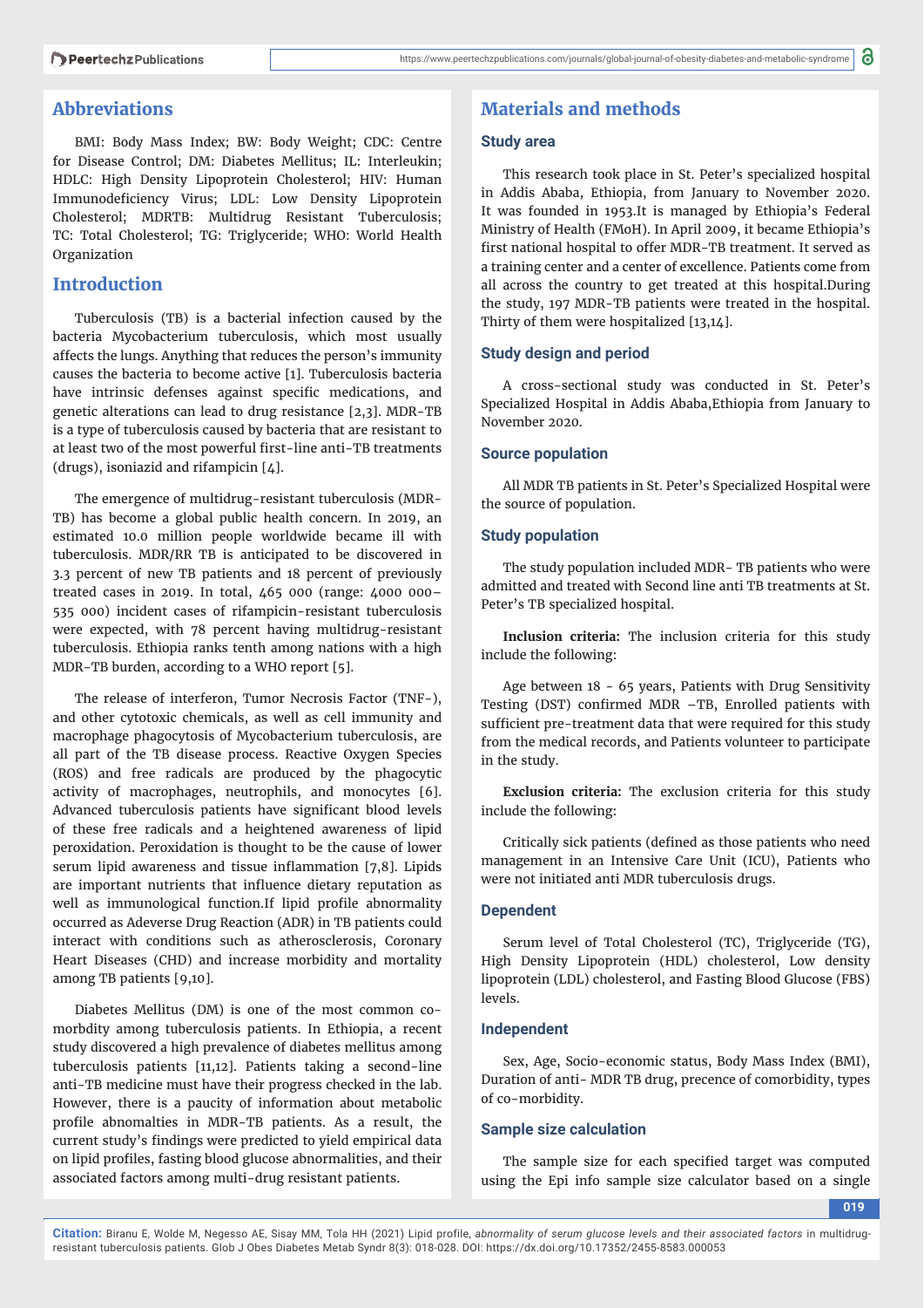## Abbreviations

BMI: Body Mass Index; BW: Body Weight; CDC: Centre for Disease Control; DM: Diabetes Mellitus; IL: Interleukin; HDLC: High Density Lipoprotein Cholesterol; HIV: Human Immunodeficiency Virus; LDL: Low Density Lipoprotein Cholesterol; MDRTB: Multidrug Resistant Tuberculosis; TC: Total Cholesterol; TG: Triglyceride; WHO: World Health Organization

## Introduction

Tuberculosis (TB) is a bacterial infection caused by the bacteria Mycobacterium tuberculosis, which most usually affects the lungs. Anything that reduces the person's immunity causes the bacteria to become active [1]. Tuberculosis bacteria have intrinsic defenses against specific medications, and genetic alterations can lead to drug resistance [2,3]. MDR-TB is a type of tuberculosis caused by bacteria that are resistant to at least two of the most powerful first-line anti-TB treatments (drugs), isoniazid and rifampicin [4].

The emergence of multidrug-resistant tuberculosis (MDR-TB) has become a global public health concern. In 2019, an estimated 10.0 million people worldwide became ill with tuberculosis. MDR/RR TB is anticipated to be discovered in 3.3 percent of new TB patients and 18 percent of previously treated cases in 2019. In total, 465 000 (range: 4000 000–535 000) incident cases of rifampicin-resistant tuberculosis were expected, with 78 percent having multidrug-resistant tuberculosis. Ethiopia ranks tenth among nations with a high MDR-TB burden, according to a WHO report [5].

The release of interferon, Tumor Necrosis Factor (TNF-), and other cytotoxic chemicals, as well as cell immunity and macrophage phagocytosis of Mycobacterium tuberculosis, are all part of the TB disease process. Reactive Oxygen Species (ROS) and free radicals are produced by the phagocytic activity of macrophages, neutrophils, and monocytes [6]. Advanced tuberculosis patients have significant blood levels of these free radicals and a heightened awareness of lipid peroxidation. Peroxidation is thought to be the cause of lower serum lipid awareness and tissue inflammation [7,8]. Lipids are important nutrients that influence dietary reputation as well as immunological function.If lipid profile abnormality occurred as Adeverse Drug Reaction (ADR) in TB patients could interact with conditions such as atherosclerosis, Coronary Heart Diseases (CHD) and increase morbidity and mortality among TB patients [9,10].

Diabetes Mellitus (DM) is one of the most common co-morbdity among tuberculosis patients. In Ethiopia, a recent study discovered a high prevalence of diabetes mellitus among tuberculosis patients [11,12]. Patients taking a second-line anti-TB medicine must have their progress checked in the lab. However, there is a paucity of information about metabolic profile abnomalties in MDR-TB patients. As a result, the current study's findings were predicted to yield empirical data on lipid profiles, fasting blood glucose abnormalities, and their associated factors among multi-drug resistant patients.

## Materials and methods

### Study area

This research took place in St. Peter's specialized hospital in Addis Ababa, Ethiopia, from January to November 2020. It was founded in 1953.It is managed by Ethiopia's Federal Ministry of Health (FMoH). In April 2009, it became Ethiopia's first national hospital to offer MDR-TB treatment. It served as a training center and a center of excellence. Patients come from all across the country to get treated at this hospital.During the study, 197 MDR-TB patients were treated in the hospital. Thirty of them were hospitalized [13,14].

### Study design and period

A cross-sectional study was conducted in St. Peter's Specialized Hospital in Addis Ababa,Ethiopia from January to November 2020.

### Source population

All MDR TB patients in St. Peter's Specialized Hospital were the source of population.

### Study population

The study population included MDR- TB patients who were admitted and treated with Second line anti TB treatments at St. Peter's TB specialized hospital.

**Inclusion criteria:** The inclusion criteria for this study include the following:

Age between 18 - 65 years, Patients with Drug Sensitivity Testing (DST) confirmed MDR –TB, Enrolled patients with sufficient pre-treatment data that were required for this study from the medical records, and Patients volunteer to participate in the study.

**Exclusion criteria:** The exclusion criteria for this study include the following:

Critically sick patients (defined as those patients who need management in an Intensive Care Unit (ICU), Patients who were not initiated anti MDR tuberculosis drugs.

### Dependent

Serum level of Total Cholesterol (TC), Triglyceride (TG), High Density Lipoprotein (HDL) cholesterol, Low density lipoprotein (LDL) cholesterol, and Fasting Blood Glucose (FBS) levels.

### Independent

Sex, Age, Socio-economic status, Body Mass Index (BMI), Duration of anti- MDR TB drug, precence of comorbidity, types of co-morbidity.

### Sample size calculation

The sample size for each specified target was computed using the Epi info sample size calculator based on a single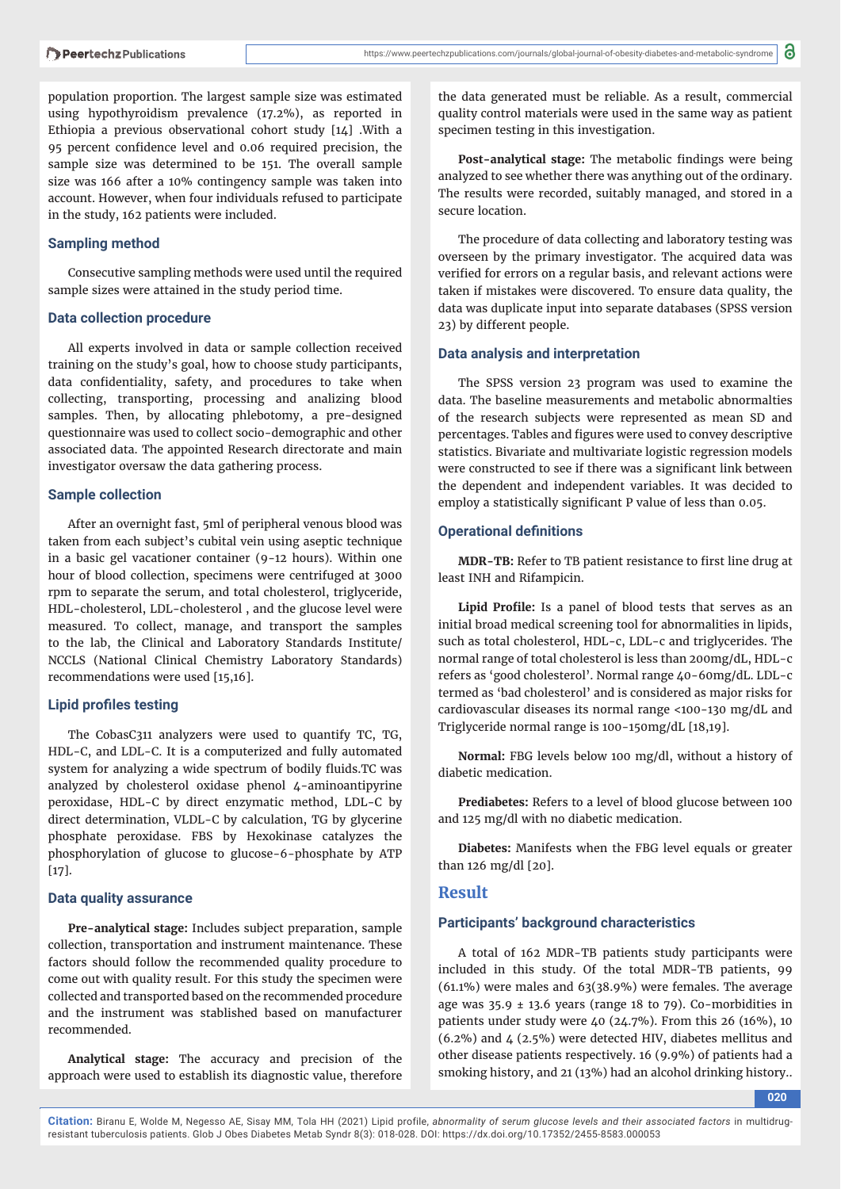population proportion. The largest sample size was estimated using hypothyroidism prevalence (17.2%), as reported in Ethiopia a previous observational cohort study [14] .With a 95 percent confidence level and 0.06 required precision, the sample size was determined to be 151. The overall sample size was 166 after a 10% contingency sample was taken into account. However, when four individuals refused to participate in the study, 162 patients were included.

### Sampling method

Consecutive sampling methods were used until the required sample sizes were attained in the study period time.

### Data collection procedure

All experts involved in data or sample collection received training on the study's goal, how to choose study participants, data confidentiality, safety, and procedures to take when collecting, transporting, processing and analizing blood samples. Then, by allocating phlebotomy, a pre-designed questionnaire was used to collect socio-demographic and other associated data. The appointed Research directorate and main investigator oversaw the data gathering process.

### Sample collection

After an overnight fast, 5ml of peripheral venous blood was taken from each subject's cubital vein using aseptic technique in a basic gel vacationer container (9-12 hours). Within one hour of blood collection, specimens were centrifuged at 3000 rpm to separate the serum, and total cholesterol, triglyceride, HDL-cholesterol, LDL-cholesterol , and the glucose level were measured. To collect, manage, and transport the samples to the lab, the Clinical and Laboratory Standards Institute/ NCCLS (National Clinical Chemistry Laboratory Standards) recommendations were used [15,16].

### Lipid profiles testing

The CobasC311 analyzers were used to quantify TC, TG, HDL-C, and LDL-C. It is a computerized and fully automated system for analyzing a wide spectrum of bodily fluids.TC was analyzed by cholesterol oxidase phenol 4-aminoantipyrine peroxidase, HDL-C by direct enzymatic method, LDL-C by direct determination, VLDL-C by calculation, TG by glycerine phosphate peroxidase. FBS by Hexokinase catalyzes the phosphorylation of glucose to glucose-6-phosphate by ATP [17].

### Data quality assurance

**Pre-analytical stage:** Includes subject preparation, sample collection, transportation and instrument maintenance. These factors should follow the recommended quality procedure to come out with quality result. For this study the specimen were collected and transported based on the recommended procedure and the instrument was stablished based on manufacturer recommended.

**Analytical stage:** The accuracy and precision of the approach were used to establish its diagnostic value, therefore the data generated must be reliable. As a result, commercial quality control materials were used in the same way as patient specimen testing in this investigation.

**Post-analytical stage:** The metabolic findings were being analyzed to see whether there was anything out of the ordinary. The results were recorded, suitably managed, and stored in a secure location.

The procedure of data collecting and laboratory testing was overseen by the primary investigator. The acquired data was verified for errors on a regular basis, and relevant actions were taken if mistakes were discovered. To ensure data quality, the data was duplicate input into separate databases (SPSS version 23) by different people.

### Data analysis and interpretation

The SPSS version 23 program was used to examine the data. The baseline measurements and metabolic abnormalties of the research subjects were represented as mean SD and percentages. Tables and figures were used to convey descriptive statistics. Bivariate and multivariate logistic regression models were constructed to see if there was a significant link between the dependent and independent variables. It was decided to employ a statistically significant P value of less than 0.05.

### Operational definitions

**MDR-TB:** Refer to TB patient resistance to first line drug at least INH and Rifampicin.

**Lipid Profile:** Is a panel of blood tests that serves as an initial broad medical screening tool for abnormalities in lipids, such as total cholesterol, HDL-c, LDL-c and triglycerides. The normal range of total cholesterol is less than 200mg/dL, HDL-c refers as 'good cholesterol'. Normal range 40-60mg/dL. LDL-c termed as 'bad cholesterol' and is considered as major risks for cardiovascular diseases its normal range <100-130 mg/dL and Triglyceride normal range is 100-150mg/dL [18,19].

**Normal:** FBG levels below 100 mg/dl, without a history of diabetic medication.

**Prediabetes:** Refers to a level of blood glucose between 100 and 125 mg/dl with no diabetic medication.

**Diabetes:** Manifests when the FBG level equals or greater than 126 mg/dl [20].

## Result

### Participants' background characteristics

A total of 162 MDR-TB patients study participants were included in this study. Of the total MDR-TB patients, 99 (61.1%) were males and 63(38.9%) were females. The average age was 35.9 ± 13.6 years (range 18 to 79). Co-morbidities in patients under study were 40 (24.7%). From this 26 (16%), 10 (6.2%) and 4 (2.5%) were detected HIV, diabetes mellitus and other disease patients respectively. 16 (9.9%) of patients had a smoking history, and 21 (13%) had an alcohol drinking history..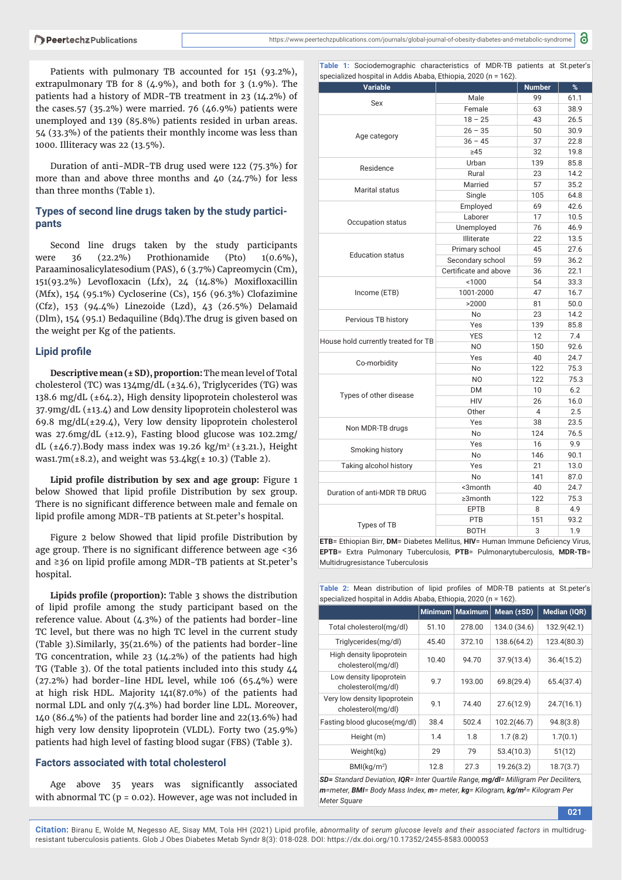Patients with pulmonary TB accounted for 151 (93.2%), extrapulmonary TB for 8 (4.9%), and both for 3 (1.9%). The patients had a history of MDR-TB treatment in 23 (14.2%) of the cases.57 (35.2%) were married. 76 (46.9%) patients were unemployed and 139 (85.8%) patients resided in urban areas. 54 (33.3%) of the patients their monthly income was less than 1000. Illiteracy was 22 (13.5%).

Duration of anti-MDR-TB drug used were 122 (75.3%) for more than and above three months and 40 (24.7%) for less than three months (Table 1).

## Types of second line drugs taken by the study participants

Second line drugs taken by the study participants were 36 (22.2%) Prothionamide (Pto) 1(0.6%), Paraaminosalicylatesodium (PAS), 6 (3.7%) Capreomycin (Cm), 151(93.2%) Levofloxacin (Lfx), 24 (14.8%) Moxifloxacillin (Mfx), 154 (95.1%) Cycloserine (Cs), 156 (96.3%) Clofazimine (Cfz), 153 (94.4%) Linezoide (Lzd), 43 (26.5%) Delamaid (Dlm), 154 (95.1) Bedaquiline (Bdq).The drug is given based on the weight per Kg of the patients.

## Lipid profile

**Descriptive mean (± SD), proportion:** The mean level of Total cholesterol (TC) was 134mg/dL (±34.6), Triglycerides (TG) was 138.6 mg/dL (±64.2), High density lipoprotein cholesterol was 37.9mg/dL (±13.4) and Low density lipoprotein cholesterol was 69.8 mg/dL(±29.4), Very low density lipoprotein cholesterol was 27.6mg/dL (±12.9), Fasting blood glucose was 102.2mg/dL (±46.7).Body mass index was 19.26 kg/m² (±3.21.), Height was1.7m(±8.2), and weight was 53.4kg(± 10.3) (Table 2).

**Lipid profile distribution by sex and age group:** Figure 1 below Showed that lipid profile Distribution by sex group. There is no significant difference between male and female on lipid profile among MDR-TB patients at St.peter's hospital.

Figure 2 below Showed that lipid profile Distribution by age group. There is no significant difference between age <36 and ≥36 on lipid profile among MDR-TB patients at St.peter's hospital.

**Lipids profile (proportion):** Table 3 shows the distribution of lipid profile among the study participant based on the reference value. About (4.3%) of the patients had border-line TC level, but there was no high TC level in the current study (Table 3).Similarly, 35(21.6%) of the patients had border-line TG concentration, while 23 (14.2%) of the patients had high TG (Table 3). Of the total patients included into this study 44 (27.2%) had border-line HDL level, while 106 (65.4%) were at high risk HDL. Majority 141(87.0%) of the patients had normal LDL and only 7(4.3%) had border line LDL. Moreover, 140 (86.4%) of the patients had border line and 22(13.6%) had high very low density lipoprotein (VLDL). Forty two (25.9%) patients had high level of fasting blood sugar (FBS) (Table 3).

## Factors associated with total cholesterol

Age above 35 years was significantly associated with abnormal TC (p = 0.02). However, age was not included in

**Table 1:** Sociodemographic characteristics of MDR-TB patients at St.peter's specialized hospital in Addis Ababa, Ethiopia, 2020 (n = 162).

| Variable | | Number | % |
|---|---|---|---|
| Sex | Male | 99 | 61.1 |
| | Female | 63 | 38.9 |
| Age category | 18 – 25 | 43 | 26.5 |
| | 26 – 35 | 50 | 30.9 |
| | 36 – 45 | 37 | 22.8 |
| | ≥45 | 32 | 19.8 |
| Residence | Urban | 139 | 85.8 |
| | Rural | 23 | 14.2 |
| Marital status | Married | 57 | 35.2 |
| | Single | 105 | 64.8 |
| Occupation status | Employed | 69 | 42.6 |
| | Laborer | 17 | 10.5 |
| | Unemployed | 76 | 46.9 |
| Education status | Illiterate | 22 | 13.5 |
| | Primary school | 45 | 27.6 |
| | Secondary school | 59 | 36.2 |
| | Certificate and above | 36 | 22.1 |
| Income (ETB) | <1000 | 54 | 33.3 |
| | 1001-2000 | 47 | 16.7 |
| | >2000 | 81 | 50.0 |
| Pervious TB history | No | 23 | 14.2 |
| | Yes | 139 | 85.8 |
| House hold currently treated for TB | YES | 12 | 7.4 |
| | NO | 150 | 92.6 |
| Co-morbidity | Yes | 40 | 24.7 |
| | No | 122 | 75.3 |
| Types of other disease | NO | 122 | 75.3 |
| | DM | 10 | 6.2 |
| | HIV | 26 | 16.0 |
| | Other | 4 | 2.5 |
| Non MDR-TB drugs | Yes | 38 | 23.5 |
| | No | 124 | 76.5 |
| Smoking history | Yes | 16 | 9.9 |
| | No | 146 | 90.1 |
| Taking alcohol history | Yes | 21 | 13.0 |
| | No | 141 | 87.0 |
| Duration of anti-MDR TB DRUG | <3month | 40 | 24.7 |
| | ≥3month | 122 | 75.3 |
| Types of TB | EPTB | 8 | 4.9 |
| | PTB | 151 | 93.2 |
| | BOTH | 3 | 1.9 |

**ETB**= Ethiopian Birr, **DM**= Diabetes Mellitus, **HIV**= Human Immune Deficiency Virus, **EPTB**= Extra Pulmonary Tuberculosis, **PTB**= Pulmonarytuberculosis, **MDR-TB**= Multidrugresistance Tuberculosis

**Table 2:** Mean distribution of lipid profiles of MDR-TB patients at St.peter's specialized hospital in Addis Ababa, Ethiopia, 2020 (n = 162).

| | Minimum | Maximum | Mean (±SD) | Median (IQR) |
|---|---|---|---|---|
| Total cholesterol(mg/dl) | 51.10 | 278.00 | 134.0 (34.6) | 132.9(42.1) |
| Triglycerides(mg/dl) | 45.40 | 372.10 | 138.6(64.2) | 123.4(80.3) |
| High density lipoprotein cholesterol(mg/dl) | 10.40 | 94.70 | 37.9(13.4) | 36.4(15.2) |
| Low density lipoprotein cholesterol(mg/dl) | 9.7 | 193.00 | 69.8(29.4) | 65.4(37.4) |
| Very low density lipoprotein cholesterol(mg/dl) | 9.1 | 74.40 | 27.6(12.9) | 24.7(16.1) |
| Fasting blood glucose(mg/dl) | 38.4 | 502.4 | 102.2(46.7) | 94.8(3.8) |
| Height (m) | 1.4 | 1.8 | 1.7 (8.2) | 1.7(0.1) |
| Weight(kg) | 29 | 79 | 53.4(10.3) | 51(12) |
| BMI(kg/m²) | 12.8 | 27.3 | 19.26(3.2) | 18.7(3.7) |

*SD= Standard Deviation, IQR= Inter Quartile Range, mg/dl= Milligram Per Deciliters, m=meter, BMI= Body Mass Index, m= meter, kg= Kilogram, kg/m²= Kilogram Per Meter Square*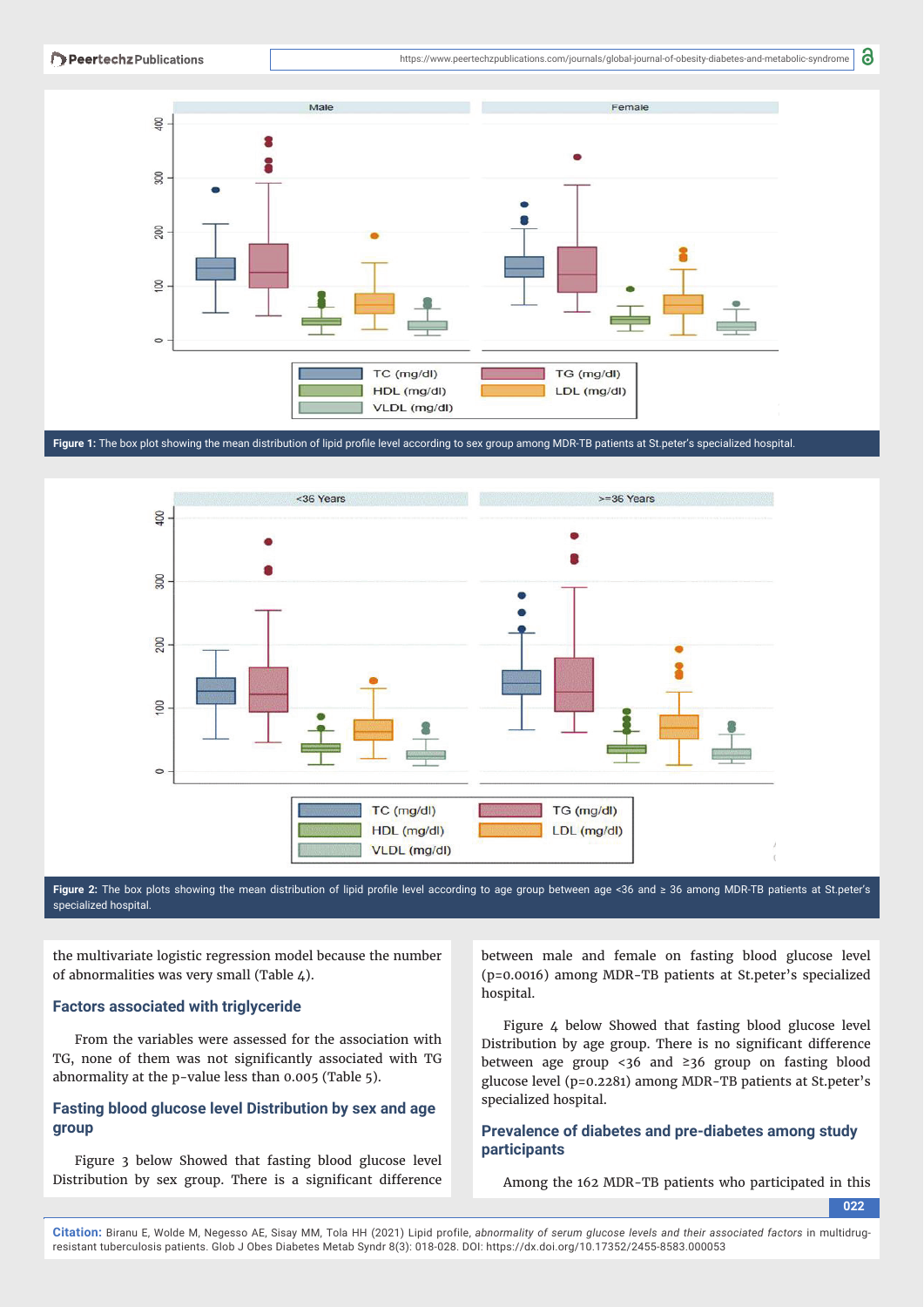Male

Female

400

300

200

100

0

TC (mg/dl)

TG (mg/dl)

HDL (mg/dl)

LDL (mg/dl)

VLDL (mg/dl)

**Figure 1:** The box plot showing the mean distribution of lipid profile level according to sex group among MDR-TB patients at St.peter's specialized hospital.

<36 Years

>=36 Years

400

300

200

100

0

TC (mg/dl)

TG (mg/dl)

HDL (mg/dl)

LDL (mg/dl)

VLDL (mg/dl)

**Figure 2:** The box plots showing the mean distribution of lipid profile level according to age group between age <36 and ≥ 36 among MDR-TB patients at St.peter's specialized hospital.

the multivariate logistic regression model because the number of abnormalities was very small (Table 4).

### Factors associated with triglyceride

From the variables were assessed for the association with TG, none of them was not significantly associated with TG abnormality at the p-value less than 0.005 (Table 5).

### Fasting blood glucose level Distribution by sex and age group

Figure 3 below Showed that fasting blood glucose level Distribution by sex group. There is a significant difference between male and female on fasting blood glucose level (p=0.0016) among MDR-TB patients at St.peter's specialized hospital.

Figure 4 below Showed that fasting blood glucose level Distribution by age group. There is no significant difference between age group <36 and ≥36 group on fasting blood glucose level (p=0.2281) among MDR-TB patients at St.peter's specialized hospital.

### Prevalence of diabetes and pre-diabetes among study participants

Among the 162 MDR-TB patients who participated in this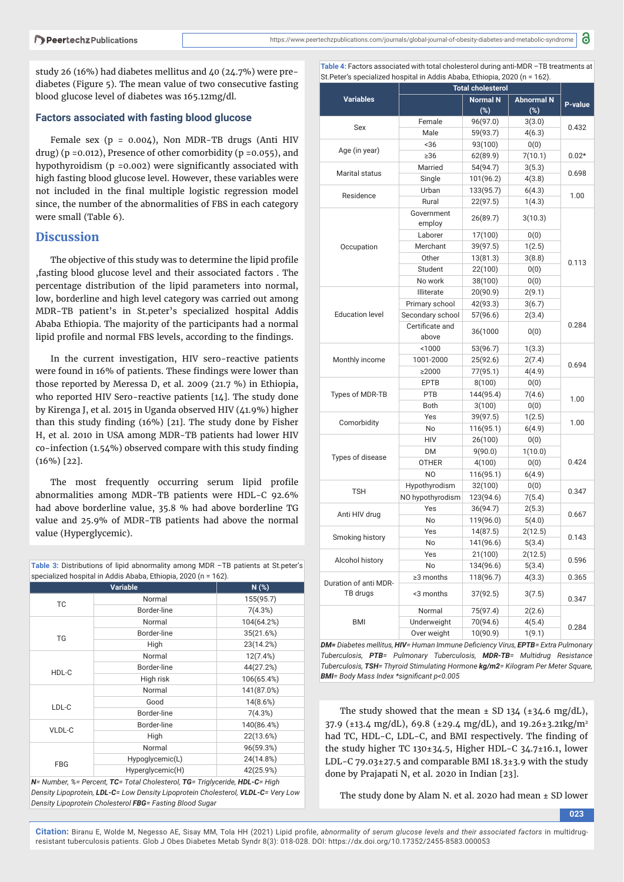study 26 (16%) had diabetes mellitus and 40 (24.7%) were pre-diabetes (Figure 5). The mean value of two consecutive fasting blood glucose level of diabetes was 165.12mg/dl.

### Factors associated with fasting blood glucose

Female sex (p = 0.004), Non MDR-TB drugs (Anti HIV drug) (p =0.012), Presence of other comorbidity (p =0.055), and hypothyroidism (p =0.002) were significantly associated with high fasting blood glucose level. However, these variables were not included in the final multiple logistic regression model since, the number of the abnormalities of FBS in each category were small (Table 6).

## Discussion

The objective of this study was to determine the lipid profile ,fasting blood glucose level and their associated factors . The percentage distribution of the lipid parameters into normal, low, borderline and high level category was carried out among MDR-TB patient's in St.peter's specialized hospital Addis Ababa Ethiopia. The majority of the participants had a normal lipid profile and normal FBS levels, according to the findings.

In the current investigation, HIV sero-reactive patients were found in 16% of patients. These findings were lower than those reported by Meressa D, et al. 2009 (21.7 %) in Ethiopia, who reported HIV Sero-reactive patients [14]. The study done by Kirenga J, et al. 2015 in Uganda observed HIV (41.9%) higher than this study finding (16%) [21]. The study done by Fisher H, et al. 2010 in USA among MDR-TB patients had lower HIV co-infection (1.54%) observed compare with this study finding (16%) [22].

The most frequently occurring serum lipid profile abnormalities among MDR-TB patients were HDL-C 92.6% had above borderline value, 35.8 % had above borderline TG value and 25.9% of MDR-TB patients had above the normal value (Hyperglycemic).

**Table 3:** Distributions of lipid abnormality among MDR –TB patients at St.peter's specialized hospital in Addis Ababa, Ethiopia, 2020 (n = 162).

| Variable | | N (%) |
|---|---|---|
| TC | Normal | 155(95.7) |
| | Border-line | 7(4.3%) |
| TG | Normal | 104(64.2%) |
| | Border-line | 35(21.6%) |
| | High | 23(14.2%) |
| HDL-C | Normal | 12(7.4%) |
| | Border-line | 44(27.2%) |
| | High risk | 106(65.4%) |
| LDL-C | Normal | 141(87.0%) |
| | Good | 14(8.6%) |
| | Border-line | 7(4.3%) |
| VLDL-C | Border-line | 140(86.4%) |
| | High | 22(13.6%) |
| FBG | Normal | 96(59.3%) |
| | Hypoglycemic(L) | 24(14.8%) |
| | Hyperglycemic(H) | 42(25.9%) |

***N***= *Number,* %= *Percent,* ***TC***= *Total Cholesterol,* ***TG***= *Triglyceride,* ***HDL-C***= *High Density Lipoprotein,* ***LDL-C***= *Low Density Lipoprotein Cholesterol,* ***VLDL-C***= *Very Low Density Lipoprotein Cholesterol* ***FBG***= *Fasting Blood Sugar*

**Table 4:** Factors associated with total cholesterol during anti-MDR –TB treatments at St.Peter's specialized hospital in Addis Ababa, Ethiopia, 2020 (n = 162).

| Variables | | Total cholesterol | | P-value |
|---|---|---|---|---|
| | | Normal N (%) | Abnormal N (%) | |
| Sex | Female | 96(97.0) | 3(3.0) | 0.432 |
| | Male | 59(93.7) | 4(6.3) | |
| Age (in year) | <36 | 93(100) | 0(0) | |
| | ≥36 | 62(89.9) | 7(10.1) | 0.02* |
| Marital status | Married | 54(94.7) | 3(5.3) | 0.698 |
| | Single | 101(96.2) | 4(3.8) | |
| Residence | Urban | 133(95.7) | 6(4.3) | 1.00 |
| | Rural | 22(97.5) | 1(4.3) | |
| Occupation | Government employ | 26(89.7) | 3(10.3) | 0.113 |
| | Laborer | 17(100) | 0(0) | |
| | Merchant | 39(97.5) | 1(2.5) | |
| | Other | 13(81.3) | 3(8.8) | |
| | Student | 22(100) | 0(0) | |
| | No work | 38(100) | 0(0) | |
| Education level | Illiterate | 20(90.9) | 2(9.1) | 0.284 |
| | Primary school | 42(93.3) | 3(6.7) | |
| | Secondary school | 57(96.6) | 2(3.4) | |
| | Certificate and above | 36(1000 | 0(0) | |
| Monthly income | <1000 | 53(96.7) | 1(3.3) | 0.694 |
| | 1001-2000 | 25(92.6) | 2(7.4) | |
| | ≥2000 | 77(95.1) | 4(4.9) | |
| Types of MDR-TB | EPTB | 8(100) | 0(0) | 1.00 |
| | PTB | 144(95.4) | 7(4.6) | |
| | Both | 3(100) | 0(0) | |
| Comorbidity | Yes | 39(97.5) | 1(2.5) | 1.00 |
| | No | 116(95.1) | 6(4.9) | |
| Types of disease | HIV | 26(100) | 0(0) | 0.424 |
| | DM | 9(90.0) | 1(10.0) | |
| | OTHER | 4(100) | 0(0) | |
| | NO | 116(95.1) | 6(4.9) | |
| TSH | Hypothyrodism | 32(100) | 0(0) | 0.347 |
| | NO hypothyrodism | 123(94.6) | 7(5.4) | |
| Anti HIV drug | Yes | 36(94.7) | 2(5.3) | 0.667 |
| | No | 119(96.0) | 5(4.0) | |
| Smoking history | Yes | 14(87.5) | 2(12.5) | 0.143 |
| | No | 141(96.6) | 5(3.4) | |
| Alcohol history | Yes | 21(100) | 2(12.5) | 0.596 |
| | No | 134(96.6) | 5(3.4) | |
| Duration of anti MDR-TB drugs | ≥3 months | 118(96.7) | 4(3.3) | 0.365 |
| | <3 months | 37(92.5) | 3(7.5) | 0.347 |
| BMI | Normal | 75(97.4) | 2(2.6) | 0.284 |
| | Underweight | 70(94.6) | 4(5.4) | |
| | Over weight | 10(90.9) | 1(9.1) | |

***DM***= *Diabetes mellitus,* ***HIV***= *Human Immune Deficiency Virus,* ***EPTB***= *Extra Pulmonary Tuberculosis,* ***PTB***= *Pulmonary Tuberculosis,* ***MDR-TB***= *Multidrug Resistance Tuberculosis,* ***TSH***= *Thyroid Stimulating Hormone* ***kg/m2***= *Kilogram Per Meter Square,* ***BMI***= *Body Mass Index \*significant p<0.005*

The study showed that the mean ± SD 134 (±34.6 mg/dL), 37.9 (±13.4 mg/dL), 69.8 (±29.4 mg/dL), and 19.26±3.21kg/m$^2$ had TC, HDL-C, LDL-C, and BMI respectively. The finding of the study higher TC 130±34.5, Higher HDL-C 34.7±16.1, lower LDL-C 79.03±27.5 and comparable BMI 18.3±3.9 with the study done by Prajapati N, et al. 2020 in Indian [23].

The study done by Alam N. et al. 2020 had mean ± SD lower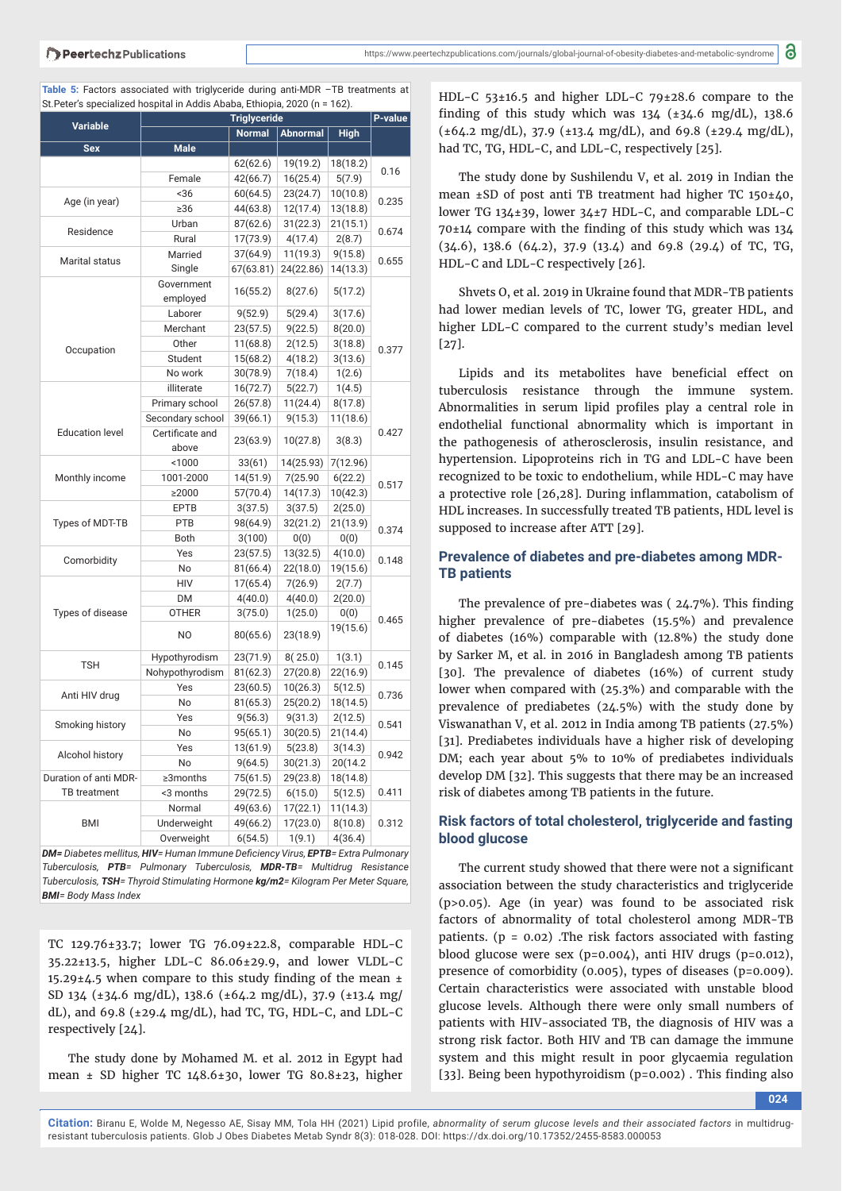Table 5: Factors associated with triglyceride during anti-MDR –TB treatments at St.Peter's specialized hospital in Addis Ababa, Ethiopia, 2020 (n = 162).

| Variable | | Triglyceride | | | P-value |
|---|---|---|---|---|---|
| | | Normal | Abnormal | High | |
| Sex | Male | 62(62.6) | 19(19.2) | 18(18.2) | 0.16 |
| | Female | 42(66.7) | 16(25.4) | 5(7.9) | |
| Age (in year) | <36 | 60(64.5) | 23(24.7) | 10(10.8) | 0.235 |
| | ≥36 | 44(63.8) | 12(17.4) | 13(18.8) | |
| Residence | Urban | 87(62.6) | 31(22.3) | 21(15.1) | 0.674 |
| | Rural | 17(73.9) | 4(17.4) | 2(8.7) | |
| Marital status | Married | 37(64.9) | 11(19.3) | 9(15.8) | 0.655 |
| | Single | 67(63.81) | 24(22.86) | 14(13.3) | |
| Occupation | Government employed | 16(55.2) | 8(27.6) | 5(17.2) | 0.377 |
| | Laborer | 9(52.9) | 5(29.4) | 3(17.6) | |
| | Merchant | 23(57.5) | 9(22.5) | 8(20.0) | |
| | Other | 11(68.8) | 2(12.5) | 3(18.8) | |
| | Student | 15(68.2) | 4(18.2) | 3(13.6) | |
| | No work | 30(78.9) | 7(18.4) | 1(2.6) | |
| Education level | illiterate | 16(72.7) | 5(22.7) | 1(4.5) | 0.427 |
| | Primary school | 26(57.8) | 11(24.4) | 8(17.8) | |
| | Secondary school | 39(66.1) | 9(15.3) | 11(18.6) | |
| | Certificate and above | 23(63.9) | 10(27.8) | 3(8.3) | |
| Monthly income | <1000 | 33(61) | 14(25.93) | 7(12.96) | 0.517 |
| | 1001-2000 | 14(51.9) | 7(25.90 | 6(22.2) | |
| | ≥2000 | 57(70.4) | 14(17.3) | 10(42.3) | |
| Types of MDT-TB | EPTB | 3(37.5) | 3(37.5) | 2(25.0) | 0.374 |
| | PTB | 98(64.9) | 32(21.2) | 21(13.9) | |
| | Both | 3(100) | 0(0) | 0(0) | |
| Comorbidity | Yes | 23(57.5) | 13(32.5) | 4(10.0) | 0.148 |
| | No | 81(66.4) | 22(18.0) | 19(15.6) | |
| Types of disease | HIV | 17(65.4) | 7(26.9) | 2(7.7) | 0.465 |
| | DM | 4(40.0) | 4(40.0) | 2(20.0) | |
| | OTHER | 3(75.0) | 1(25.0) | 0(0) | |
| | NO | 80(65.6) | 23(18.9) | 19(15.6) | |
| TSH | Hypothyrodism | 23(71.9) | 8( 25.0) | 1(3.1) | 0.145 |
| | Nohypothyrodism | 81(62.3) | 27(20.8) | 22(16.9) | |
| Anti HIV drug | Yes | 23(60.5) | 10(26.3) | 5(12.5) | 0.736 |
| | No | 81(65.3) | 25(20.2) | 18(14.5) | |
| Smoking history | Yes | 9(56.3) | 9(31.3) | 2(12.5) | 0.541 |
| | No | 95(65.1) | 30(20.5) | 21(14.4) | |
| Alcohol history | Yes | 13(61.9) | 5(23.8) | 3(14.3) | 0.942 |
| | No | 9(64.5) | 30(21.3) | 20(14.2 | |
| Duration of anti MDR-TB treatment | ≥3months | 75(61.5) | 29(23.8) | 18(14.8) | 0.411 |
| | <3 months | 29(72.5) | 6(15.0) | 5(12.5) | |
| BMI | Normal | 49(63.6) | 17(22.1) | 11(14.3) | 0.312 |
| | Underweight | 49(66.2) | 17(23.0) | 8(10.8) | |
| | Overweight | 6(54.5) | 1(9.1) | 4(36.4) | |

***DM****= Diabetes mellitus,* ***HIV****= Human Immune Deficiency Virus,* ***EPTB****= Extra Pulmonary Tuberculosis,* ***PTB****= Pulmonary Tuberculosis,* ***MDR-TB****= Multidrug Resistance Tuberculosis,* ***TSH****= Thyroid Stimulating Hormone* ***kg/m2****= Kilogram Per Meter Square,* ***BMI****= Body Mass Index*

TC 129.76±33.7; lower TG 76.09±22.8, comparable HDL-C 35.22±13.5, higher LDL-C 86.06±29.9, and lower VLDL-C 15.29±4.5 when compare to this study finding of the mean ± SD 134 (±34.6 mg/dL), 138.6 (±64.2 mg/dL), 37.9 (±13.4 mg/dL), and 69.8 (±29.4 mg/dL), had TC, TG, HDL-C, and LDL-C, respectively [24].

The study done by Mohamed M. et al. 2012 in Egypt had mean ± SD higher TC 148.6±30, lower TG 80.8±23, higher HDL-C 53±16.5 and higher LDL-C 79±28.6 compare to the finding of this study which was 134 (±34.6 mg/dL), 138.6 (±64.2 mg/dL), 37.9 (±13.4 mg/dL), and 69.8 (±29.4 mg/dL), had TC, TG, HDL-C, and LDL-C, respectively [25].

The study done by Sushilendu V, et al. 2019 in Indian the mean ±SD of post anti TB treatment had higher TC 150±40, lower TG 134±39, lower 34±7 HDL-C, and comparable LDL-C 70±14 compare with the finding of this study which was 134 (34.6), 138.6 (64.2), 37.9 (13.4) and 69.8 (29.4) of TC, TG, HDL-C and LDL-C respectively [26].

Shvets O, et al. 2019 in Ukraine found that MDR-TB patients had lower median levels of TC, lower TG, greater HDL, and higher LDL-C compared to the current study's median level [27].

Lipids and its metabolites have beneficial effect on tuberculosis resistance through the immune system. Abnormalities in serum lipid profiles play a central role in endothelial functional abnormality which is important in the pathogenesis of atherosclerosis, insulin resistance, and hypertension. Lipoproteins rich in TG and LDL-C have been recognized to be toxic to endothelium, while HDL-C may have a protective role [26,28]. During inflammation, catabolism of HDL increases. In successfully treated TB patients, HDL level is supposed to increase after ATT [29].

## Prevalence of diabetes and pre-diabetes among MDR-TB patients

The prevalence of pre-diabetes was ( 24.7%). This finding higher prevalence of pre-diabetes (15.5%) and prevalence of diabetes (16%) comparable with (12.8%) the study done by Sarker M, et al. in 2016 in Bangladesh among TB patients [30]. The prevalence of diabetes (16%) of current study lower when compared with (25.3%) and comparable with the prevalence of prediabetes (24.5%) with the study done by Viswanathan V, et al. 2012 in India among TB patients (27.5%) [31]. Prediabetes individuals have a higher risk of developing DM; each year about 5% to 10% of prediabetes individuals develop DM [32]. This suggests that there may be an increased risk of diabetes among TB patients in the future.

## Risk factors of total cholesterol, triglyceride and fasting blood glucose

The current study showed that there were not a significant association between the study characteristics and triglyceride ($p>0.05$). Age (in year) was found to be associated risk factors of abnormality of total cholesterol among MDR-TB patients. ($p = 0.02$) .The risk factors associated with fasting blood glucose were sex ($p=0.004$), anti HIV drugs ($p=0.012$), presence of comorbidity (0.005), types of diseases ($p=0.009$). Certain characteristics were associated with unstable blood glucose levels. Although there were only small numbers of patients with HIV-associated TB, the diagnosis of HIV was a strong risk factor. Both HIV and TB can damage the immune system and this might result in poor glycaemia regulation [33]. Being been hypothyroidism ($p=0.002$) . This finding also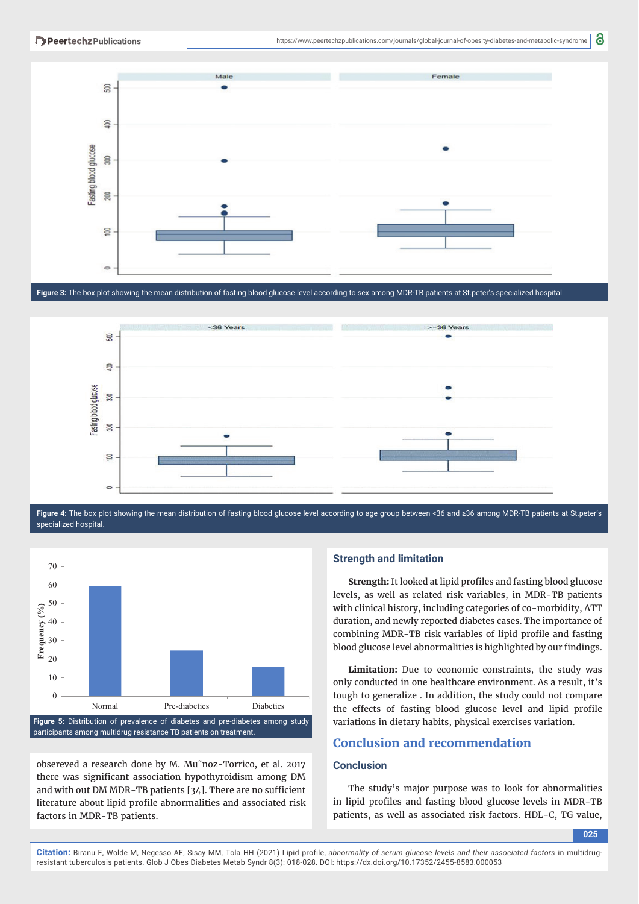Male

Female

Fasting blood glucose

500

400

300

200

100

0

**Figure 3:** The box plot showing the mean distribution of fasting blood glucose level according to sex among MDR-TB patients at St.peter's specialized hospital.

<36 Years

>=36 Years

Fasting blood glucose

500

400

300

200

100

0

**Figure 4:** The box plot showing the mean distribution of fasting blood glucose level according to age group between <36 and ≥36 among MDR-TB patients at St.peter's specialized hospital.

Frequency (%)

70

60

50

40

30

20

10

0

Normal

Pre-diabetics

Diabetics

**Figure 5:** Distribution of prevalence of diabetes and pre-diabetes among study participants among multidrug resistance TB patients on treatment.

obsereved a research done by M. Mu˜noz-Torrico, et al. 2017 there was significant association hypothyroidism among DM and with out DM MDR-TB patients [34]. There are no sufficient literature about lipid profile abnormalities and associated risk factors in MDR-TB patients.

## Strength and limitation

**Strength:** It looked at lipid profiles and fasting blood glucose levels, as well as related risk variables, in MDR-TB patients with clinical history, including categories of co-morbidity, ATT duration, and newly reported diabetes cases. The importance of combining MDR-TB risk variables of lipid profile and fasting blood glucose level abnormalities is highlighted by our findings.

**Limitation:** Due to economic constraints, the study was only conducted in one healthcare environment. As a result, it's tough to generalize . In addition, the study could not compare the effects of fasting blood glucose level and lipid profile variations in dietary habits, physical exercises variation.

## Conclusion and recommendation

### Conclusion

The study's major purpose was to look for abnormalities in lipid profiles and fasting blood glucose levels in MDR-TB patients, as well as associated risk factors. HDL-C, TG value,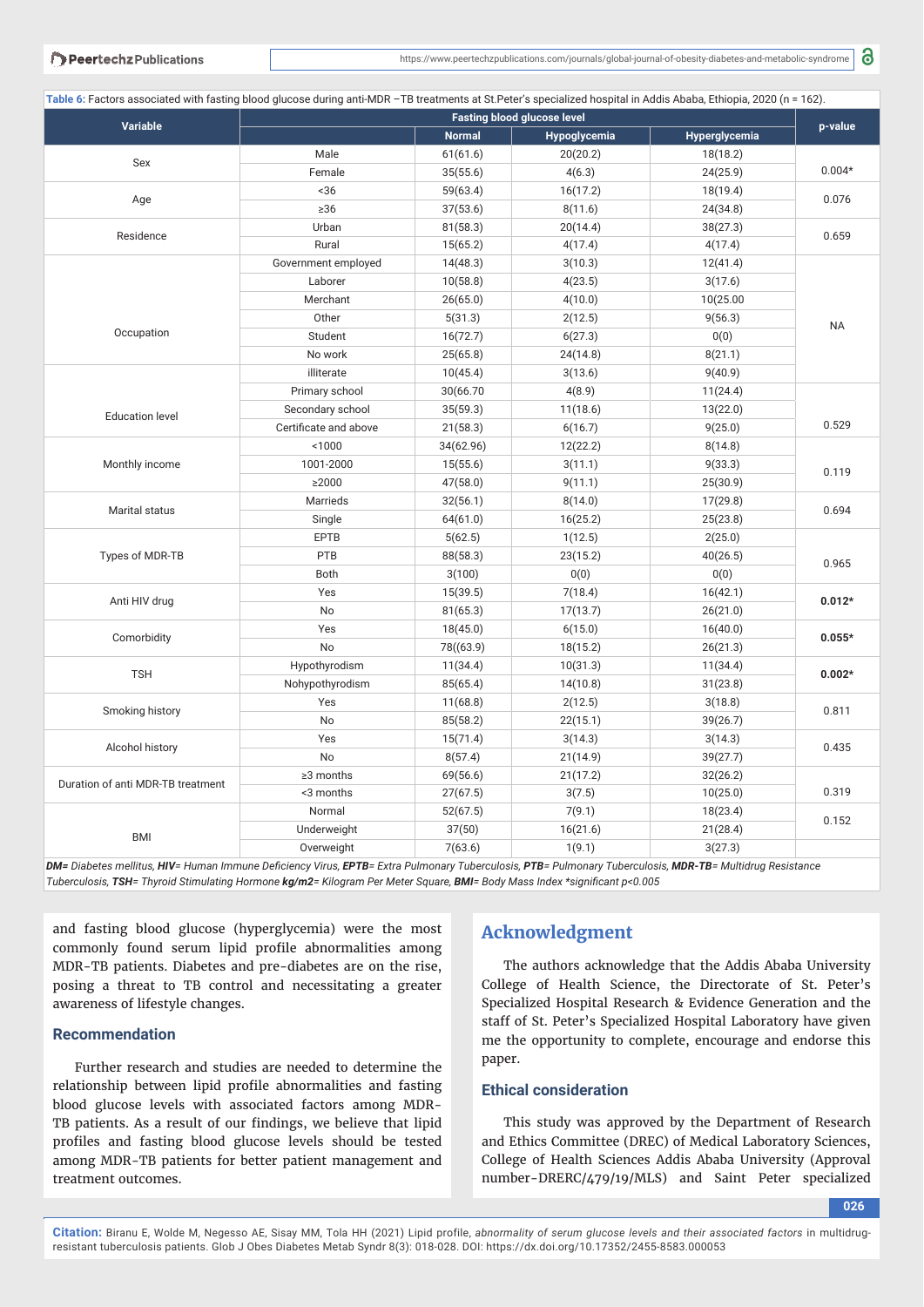**Table 6:** Factors associated with fasting blood glucose during anti-MDR –TB treatments at St.Peter's specialized hospital in Addis Ababa, Ethiopia, 2020 (n = 162).

| Variable | | Fasting blood glucose level | | | p-value |
|---|---|---|---|---|---|
| | | Normal | Hypoglycemia | Hyperglycemia | |
| Sex | Male | 61(61.6) | 20(20.2) | 18(18.2) | 0.004* |
| | Female | 35(55.6) | 4(6.3) | 24(25.9) | |
| Age | <36 | 59(63.4) | 16(17.2) | 18(19.4) | 0.076 |
| | ≥36 | 37(53.6) | 8(11.6) | 24(34.8) | |
| Residence | Urban | 81(58.3) | 20(14.4) | 38(27.3) | 0.659 |
| | Rural | 15(65.2) | 4(17.4) | 4(17.4) | |
| Occupation | Government employed | 14(48.3) | 3(10.3) | 12(41.4) | NA |
| | Laborer | 10(58.8) | 4(23.5) | 3(17.6) | |
| | Merchant | 26(65.0) | 4(10.0) | 10(25.00 | |
| | Other | 5(31.3) | 2(12.5) | 9(56.3) | |
| | Student | 16(72.7) | 6(27.3) | 0(0) | |
| | No work | 25(65.8) | 24(14.8) | 8(21.1) | |
| Education level | illiterate | 10(45.4) | 3(13.6) | 9(40.9) | 0.529 |
| | Primary school | 30(66.70 | 4(8.9) | 11(24.4) | |
| | Secondary school | 35(59.3) | 11(18.6) | 13(22.0) | |
| | Certificate and above | 21(58.3) | 6(16.7) | 9(25.0) | |
| Monthly income | <1000 | 34(62.96) | 12(22.2) | 8(14.8) | 0.119 |
| | 1001-2000 | 15(55.6) | 3(11.1) | 9(33.3) | |
| | ≥2000 | 47(58.0) | 9(11.1) | 25(30.9) | |
| Marital status | Marrieds | 32(56.1) | 8(14.0) | 17(29.8) | 0.694 |
| | Single | 64(61.0) | 16(25.2) | 25(23.8) | |
| Types of MDR-TB | EPTB | 5(62.5) | 1(12.5) | 2(25.0) | 0.965 |
| | PTB | 88(58.3) | 23(15.2) | 40(26.5) | |
| | Both | 3(100) | 0(0) | 0(0) | |
| Anti HIV drug | Yes | 15(39.5) | 7(18.4) | 16(42.1) | **0.012*** |
| | No | 81(65.3) | 17(13.7) | 26(21.0) | |
| Comorbidity | Yes | 18(45.0) | 6(15.0) | 16(40.0) | **0.055*** |
| | No | 78((63.9) | 18(15.2) | 26(21.3) | |
| TSH | Hypothyrodism | 11(34.4) | 10(31.3) | 11(34.4) | **0.002*** |
| | Nohypothyrodism | 85(65.4) | 14(10.8) | 31(23.8) | |
| Smoking history | Yes | 11(68.8) | 2(12.5) | 3(18.8) | 0.811 |
| | No | 85(58.2) | 22(15.1) | 39(26.7) | |
| Alcohol history | Yes | 15(71.4) | 3(14.3) | 3(14.3) | 0.435 |
| | No | 8(57.4) | 21(14.9) | 39(27.7) | |
| Duration of anti MDR-TB treatment | ≥3 months | 69(56.6) | 21(17.2) | 32(26.2) | 0.319 |
| | <3 months | 27(67.5) | 3(7.5) | 10(25.0) | |
| BMI | Normal | 52(67.5) | 7(9.1) | 18(23.4) | 0.152 |
| | Underweight | 37(50) | 16(21.6) | 21(28.4) | |
| | Overweight | 7(63.6) | 1(9.1) | 3(27.3) | |

*DM= Diabetes mellitus, HIV= Human Immune Deficiency Virus, EPTB= Extra Pulmonary Tuberculosis, PTB= Pulmonary Tuberculosis, MDR-TB= Multidrug Resistance Tuberculosis, TSH= Thyroid Stimulating Hormone kg/m2= Kilogram Per Meter Square, BMI= Body Mass Index *significant p<0.005*

and fasting blood glucose (hyperglycemia) were the most commonly found serum lipid profile abnormalities among MDR-TB patients. Diabetes and pre-diabetes are on the rise, posing a threat to TB control and necessitating a greater awareness of lifestyle changes.

### Recommendation

Further research and studies are needed to determine the relationship between lipid profile abnormalities and fasting blood glucose levels with associated factors among MDR-TB patients. As a result of our findings, we believe that lipid profiles and fasting blood glucose levels should be tested among MDR-TB patients for better patient management and treatment outcomes.

## Acknowledgment

The authors acknowledge that the Addis Ababa University College of Health Science, the Directorate of St. Peter's Specialized Hospital Research & Evidence Generation and the staff of St. Peter's Specialized Hospital Laboratory have given me the opportunity to complete, encourage and endorse this paper.

### Ethical consideration

This study was approved by the Department of Research and Ethics Committee (DREC) of Medical Laboratory Sciences, College of Health Sciences Addis Ababa University (Approval number-DRERC/479/19/MLS) and Saint Peter specialized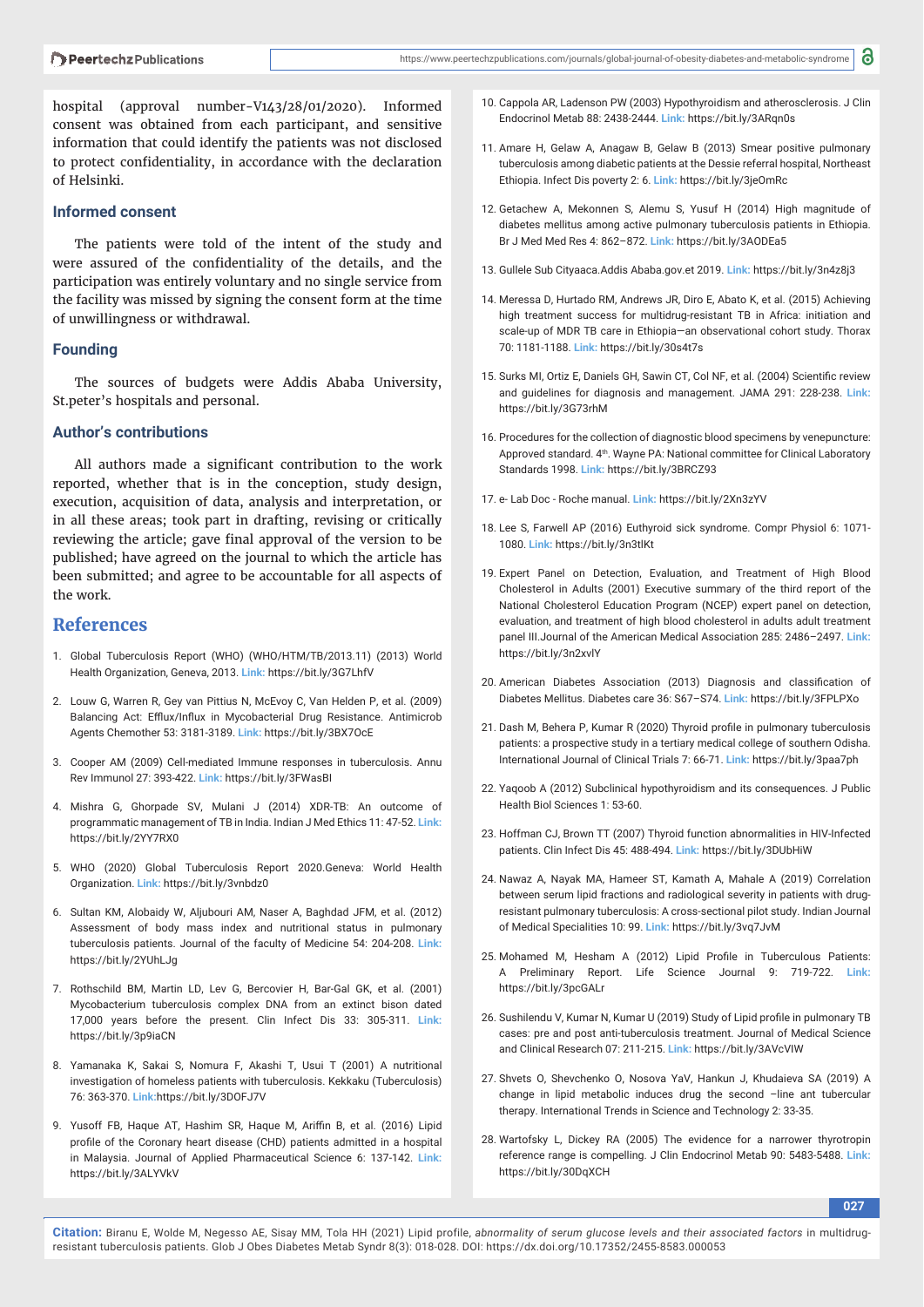hospital (approval number-V143/28/01/2020). Informed consent was obtained from each participant, and sensitive information that could identify the patients was not disclosed to protect confidentiality, in accordance with the declaration of Helsinki.

### Informed consent

The patients were told of the intent of the study and were assured of the confidentiality of the details, and the participation was entirely voluntary and no single service from the facility was missed by signing the consent form at the time of unwillingness or withdrawal.

### Founding

The sources of budgets were Addis Ababa University, St.peter's hospitals and personal.

### Author's contributions

All authors made a significant contribution to the work reported, whether that is in the conception, study design, execution, acquisition of data, analysis and interpretation, or in all these areas; took part in drafting, revising or critically reviewing the article; gave final approval of the version to be published; have agreed on the journal to which the article has been submitted; and agree to be accountable for all aspects of the work.

## References

1. Global Tuberculosis Report (WHO) (WHO/HTM/TB/2013.11) (2013) World Health Organization, Geneva, 2013. **Link:** https://bit.ly/3G7LhfV
2. Louw G, Warren R, Gey van Pittius N, McEvoy C, Van Helden P, et al. (2009) Balancing Act: Efflux/Influx in Mycobacterial Drug Resistance. Antimicrob Agents Chemother 53: 3181-3189. **Link:** https://bit.ly/3BX7OcE
3. Cooper AM (2009) Cell-mediated Immune responses in tuberculosis. Annu Rev Immunol 27: 393-422. **Link:** https://bit.ly/3FWasBI
4. Mishra G, Ghorpade SV, Mulani J (2014) XDR-TB: An outcome of programmatic management of TB in India. Indian J Med Ethics 11: 47-52. **Link:** https://bit.ly/2YY7RX0
5. WHO (2020) Global Tuberculosis Report 2020.Geneva: World Health Organization. **Link:** https://bit.ly/3vnbdz0
6. Sultan KM, Alobaidy W, Aljubouri AM, Naser A, Baghdad JFM, et al. (2012) Assessment of body mass index and nutritional status in pulmonary tuberculosis patients. Journal of the faculty of Medicine 54: 204-208. **Link:** https://bit.ly/2YUhLJg
7. Rothschild BM, Martin LD, Lev G, Bercovier H, Bar-Gal GK, et al. (2001) Mycobacterium tuberculosis complex DNA from an extinct bison dated 17,000 years before the present. Clin Infect Dis 33: 305-311. **Link:** https://bit.ly/3p9iaCN
8. Yamanaka K, Sakai S, Nomura F, Akashi T, Usui T (2001) A nutritional investigation of homeless patients with tuberculosis. Kekkaku (Tuberculosis) 76: 363-370. **Link:**https://bit.ly/3DOFJ7V
9. Yusoff FB, Haque AT, Hashim SR, Haque M, Ariffin B, et al. (2016) Lipid profile of the Coronary heart disease (CHD) patients admitted in a hospital in Malaysia. Journal of Applied Pharmaceutical Science 6: 137-142. **Link:** https://bit.ly/3ALYVkV
10. Cappola AR, Ladenson PW (2003) Hypothyroidism and atherosclerosis. J Clin Endocrinol Metab 88: 2438-2444. **Link:** https://bit.ly/3ARqn0s
11. Amare H, Gelaw A, Anagaw B, Gelaw B (2013) Smear positive pulmonary tuberculosis among diabetic patients at the Dessie referral hospital, Northeast Ethiopia. Infect Dis poverty 2: 6. **Link:** https://bit.ly/3jeOmRc
12. Getachew A, Mekonnen S, Alemu S, Yusuf H (2014) High magnitude of diabetes mellitus among active pulmonary tuberculosis patients in Ethiopia. Br J Med Med Res 4: 862–872. **Link:** https://bit.ly/3AODEa5
13. Gullele Sub Cityaaca.Addis Ababa.gov.et 2019. **Link:** https://bit.ly/3n4z8j3
14. Meressa D, Hurtado RM, Andrews JR, Diro E, Abato K, et al. (2015) Achieving high treatment success for multidrug-resistant TB in Africa: initiation and scale-up of MDR TB care in Ethiopia—an observational cohort study. Thorax 70: 1181-1188. **Link:** https://bit.ly/30s4t7s
15. Surks MI, Ortiz E, Daniels GH, Sawin CT, Col NF, et al. (2004) Scientific review and guidelines for diagnosis and management. JAMA 291: 228-238. **Link:** https://bit.ly/3G73rhM
16. Procedures for the collection of diagnostic blood specimens by venepuncture: Approved standard. 4th. Wayne PA: National committee for Clinical Laboratory Standards 1998. **Link:** https://bit.ly/3BRCZ93
17. e- Lab Doc - Roche manual. **Link:** https://bit.ly/2Xn3zYV
18. Lee S, Farwell AP (2016) Euthyroid sick syndrome. Compr Physiol 6: 1071-1080. **Link:** https://bit.ly/3n3tlKt
19. Expert Panel on Detection, Evaluation, and Treatment of High Blood Cholesterol in Adults (2001) Executive summary of the third report of the National Cholesterol Education Program (NCEP) expert panel on detection, evaluation, and treatment of high blood cholesterol in adults adult treatment panel III.Journal of the American Medical Association 285: 2486–2497. **Link:** https://bit.ly/3n2xvlY
20. American Diabetes Association (2013) Diagnosis and classification of Diabetes Mellitus. Diabetes care 36: S67–S74. **Link:** https://bit.ly/3FPLPXo
21. Dash M, Behera P, Kumar R (2020) Thyroid profile in pulmonary tuberculosis patients: a prospective study in a tertiary medical college of southern Odisha. International Journal of Clinical Trials 7: 66-71. **Link:** https://bit.ly/3paa7ph
22. Yaqoob A (2012) Subclinical hypothyroidism and its consequences. J Public Health Biol Sciences 1: 53-60.
23. Hoffman CJ, Brown TT (2007) Thyroid function abnormalities in HIV-Infected patients. Clin Infect Dis 45: 488-494. **Link:** https://bit.ly/3DUbHiW
24. Nawaz A, Nayak MA, Hameer ST, Kamath A, Mahale A (2019) Correlation between serum lipid fractions and radiological severity in patients with drug-resistant pulmonary tuberculosis: A cross-sectional pilot study. Indian Journal of Medical Specialities 10: 99. **Link:** https://bit.ly/3vq7JvM
25. Mohamed M, Hesham A (2012) Lipid Profile in Tuberculous Patients: A Preliminary Report. Life Science Journal 9: 719-722. **Link:** https://bit.ly/3pcGALr
26. Sushilendu V, Kumar N, Kumar U (2019) Study of Lipid profile in pulmonary TB cases: pre and post anti-tuberculosis treatment. Journal of Medical Science and Clinical Research 07: 211-215. **Link:** https://bit.ly/3AVcVIW
27. Shvets O, Shevchenko O, Nosova YaV, Hankun J, Khudaieva SA (2019) A change in lipid metabolic induces drug the second –line ant tubercular therapy. International Trends in Science and Technology 2: 33-35.
28. Wartofsky L, Dickey RA (2005) The evidence for a narrower thyrotropin reference range is compelling. J Clin Endocrinol Metab 90: 5483-5488. **Link:** https://bit.ly/30DqXCH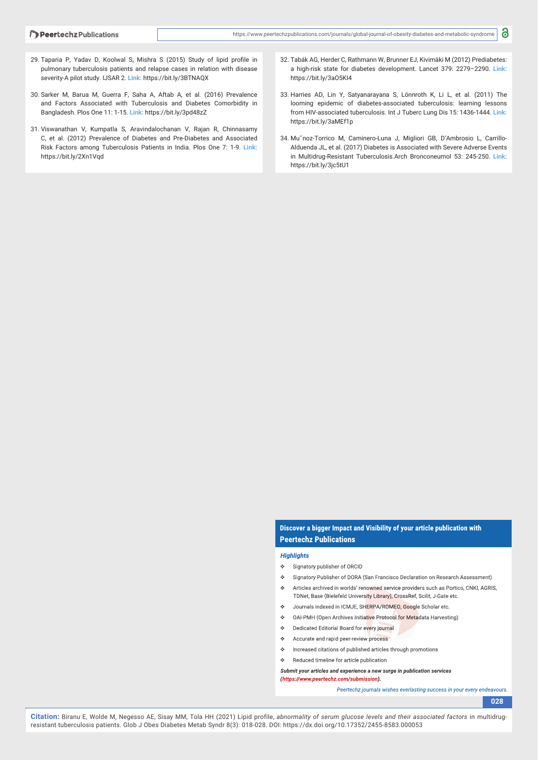29. Taparia P, Yadav D, Koolwal S, Mishra S (2015) Study of lipid profile in pulmonary tuberculosis patients and relapse cases in relation with disease severity-A pilot study. IJSAR 2. **Link:** https://bit.ly/3BTNAQX

30. Sarker M, Barua M, Guerra F, Saha A, Aftab A, et al. (2016) Prevalence and Factors Associated with Tuberculosis and Diabetes Comorbidity in Bangladesh. Plos One 11: 1-15. **Link:** https://bit.ly/3pd48zZ

31. Viswanathan V, Kumpatla S, Aravindalochanan V, Rajan R, Chinnasamy C, et al. (2012) Prevalence of Diabetes and Pre-Diabetes and Associated Risk Factors among Tuberculosis Patients in India. Plos One 7: 1-9. **Link:** https://bit.ly/2Xn1Vqd

32. Tabák AG, Herder C, Rathmann W, Brunner EJ, Kivimäki M (2012) Prediabetes: a high-risk state for diabetes development. Lancet 379: 2279–2290. **Link:** https://bit.ly/3aO5KI4

33. Harries AD, Lin Y, Satyanarayana S, Lönnroth K, Li L, et al. (2011) The looming epidemic of diabetes-associated tuberculosis: learning lessons from HIV-associated tuberculosis. Int J Tuberc Lung Dis 15: 1436-1444. **Link:** https://bit.ly/3aMEf1p

34. Mu˜noz-Torrico M, Caminero-Luna J, Migliori GB, D'Ambrosio L, Carrillo-Alduenda JL, et al. (2017) Diabetes is Associated with Severe Adverse Events in Multidrug-Resistant Tuberculosis.Arch Bronconeumol 53: 245-250. **Link:** https://bit.ly/3jc5tU1

**Discover a bigger Impact and Visibility of your article publication with Peertechz Publications**

***Highlights***

- Signatory publisher of ORCID
- Signatory Publisher of DORA (San Francisco Declaration on Research Assessment)
- Articles archived in worlds' renowned service providers such as Portico, CNKI, AGRIS, TDNet, Base (Bielefeld University Library), CrossRef, Scilit, J-Gate etc.
- Journals indexed in ICMJE, SHERPA/ROMEO, Google Scholar etc.
- OAI-PMH (Open Archives Initiative Protocol for Metadata Harvesting)
- Dedicated Editorial Board for every journal
- Accurate and rapid peer-review process
- Increased citations of published articles through promotions
- Reduced timeline for article publication

***Submit your articles and experience a new surge in publication services (https://www.peertechz.com/submission).***

*Peertechz journals wishes everlasting success in your every endeavours.*